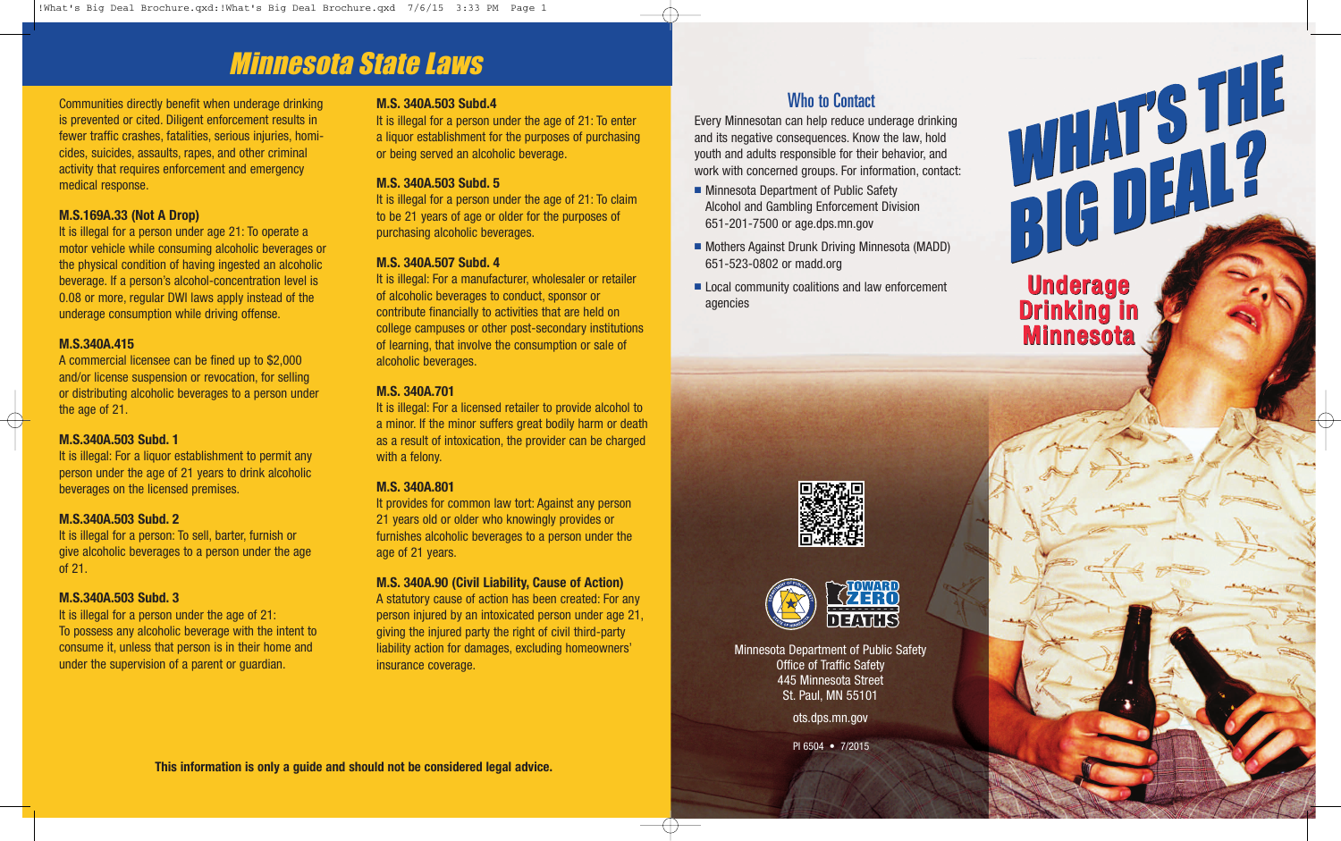# Minnesota State Laws

Communities directly benefit when underage drinking is prevented or cited. Diligent enforcement results in fewer traffic crashes, fatalities, serious injuries, homicides, suicides, assaults, rapes, and other criminal activity that requires enforcement and emergency medical response.

**M.S.169A.33 (Not A Drop)**
It is illegal for a person under age 21: To operate a motor vehicle while consuming alcoholic beverages or the physical condition of having ingested an alcoholic beverage. If a person's alcohol-concentration level is 0.08 or more, regular DWI laws apply instead of the underage consumption while driving offense.

**M.S.340A.415**
A commercial licensee can be fined up to $2,000 and/or license suspension or revocation, for selling or distributing alcoholic beverages to a person under the age of 21.

**M.S.340A.503 Subd. 1**
It is illegal: For a liquor establishment to permit any person under the age of 21 years to drink alcoholic beverages on the licensed premises.

**M.S.340A.503 Subd. 2**
It is illegal for a person: To sell, barter, furnish or give alcoholic beverages to a person under the age of 21.

**M.S.340A.503 Subd. 3**
It is illegal for a person under the age of 21:
To possess any alcoholic beverage with the intent to consume it, unless that person is in their home and under the supervision of a parent or guardian.

**M.S. 340A.503 Subd.4**
It is illegal for a person under the age of 21: To enter a liquor establishment for the purposes of purchasing or being served an alcoholic beverage.

**M.S. 340A.503 Subd. 5**
It is illegal for a person under the age of 21: To claim to be 21 years of age or older for the purposes of purchasing alcoholic beverages.

**M.S. 340A.507 Subd. 4**
It is illegal: For a manufacturer, wholesaler or retailer of alcoholic beverages to conduct, sponsor or contribute financially to activities that are held on college campuses or other post-secondary institutions of learning, that involve the consumption or sale of alcoholic beverages.

**M.S. 340A.701**
It is illegal: For a licensed retailer to provide alcohol to a minor. If the minor suffers great bodily harm or death as a result of intoxication, the provider can be charged with a felony.

**M.S. 340A.801**
It provides for common law tort: Against any person 21 years old or older who knowingly provides or furnishes alcoholic beverages to a person under the age of 21 years.

**M.S. 340A.90 (Civil Liability, Cause of Action)**
A statutory cause of action has been created: For any person injured by an intoxicated person under age 21, giving the injured party the right of civil third-party liability action for damages, excluding homeowners' insurance coverage.

**This information is only a guide and should not be considered legal advice.**

## Who to Contact

Every Minnesotan can help reduce underage drinking and its negative consequences. Know the law, hold youth and adults responsible for their behavior, and work with concerned groups. For information, contact:

- Minnesota Department of Public Safety Alcohol and Gambling Enforcement Division 651-201-7500 or age.dps.mn.gov
- Mothers Against Drunk Driving Minnesota (MADD) 651-523-0802 or madd.org
- Local community coalitions and law enforcement agencies

TOWARD ZERO DEATHS

Minnesota Department of Public Safety
Office of Traffic Safety
445 Minnesota Street
St. Paul, MN 55101

ots.dps.mn.gov

PI 6504 • 7/2015

# WHAT'S THE BIG DEAL?

## Underage Drinking in Minnesota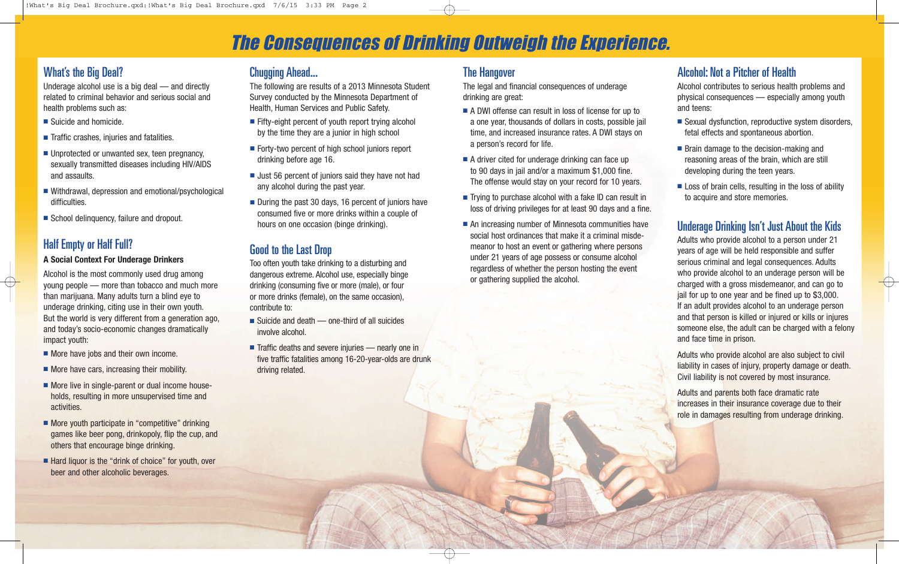# The Consequences of Drinking Outweigh the Experience.

## What's the Big Deal?

Underage alcohol use is a big deal — and directly related to criminal behavior and serious social and health problems such as:

- Suicide and homicide.
- Traffic crashes, injuries and fatalities.
- Unprotected or unwanted sex, teen pregnancy, sexually transmitted diseases including HIV/AIDS and assaults.
- Withdrawal, depression and emotional/psychological difficulties.
- School delinquency, failure and dropout.

## Half Empty or Half Full?

**A Social Context For Underage Drinkers**

Alcohol is the most commonly used drug among young people — more than tobacco and much more than marijuana. Many adults turn a blind eye to underage drinking, citing use in their own youth. But the world is very different from a generation ago, and today's socio-economic changes dramatically impact youth:

- More have jobs and their own income.
- More have cars, increasing their mobility.
- More live in single-parent or dual income households, resulting in more unsupervised time and activities.
- More youth participate in "competitive" drinking games like beer pong, drinkopoly, flip the cup, and others that encourage binge drinking.
- Hard liquor is the "drink of choice" for youth, over beer and other alcoholic beverages.

## Chugging Ahead...

The following are results of a 2013 Minnesota Student Survey conducted by the Minnesota Department of Health, Human Services and Public Safety.

- Fifty-eight percent of youth report trying alcohol by the time they are a junior in high school
- Forty-two percent of high school juniors report drinking before age 16.
- Just 56 percent of juniors said they have not had any alcohol during the past year.
- During the past 30 days, 16 percent of juniors have consumed five or more drinks within a couple of hours on one occasion (binge drinking).

## Good to the Last Drop

Too often youth take drinking to a disturbing and dangerous extreme. Alcohol use, especially binge drinking (consuming five or more (male), or four or more drinks (female), on the same occasion), contribute to:

- Suicide and death — one-third of all suicides involve alcohol.
- Traffic deaths and severe injuries — nearly one in five traffic fatalities among 16-20-year-olds are drunk driving related.

## The Hangover

The legal and financial consequences of underage drinking are great:

- A DWI offense can result in loss of license for up to a one year, thousands of dollars in costs, possible jail time, and increased insurance rates. A DWI stays on a person's record for life.
- A driver cited for underage drinking can face up to 90 days in jail and/or a maximum $1,000 fine. The offense would stay on your record for 10 years.
- Trying to purchase alcohol with a fake ID can result in loss of driving privileges for at least 90 days and a fine.
- An increasing number of Minnesota communities have social host ordinances that make it a criminal misdemeanor to host an event or gathering where persons under 21 years of age possess or consume alcohol regardless of whether the person hosting the event or gathering supplied the alcohol.

## Alcohol: Not a Pitcher of Health

Alcohol contributes to serious health problems and physical consequences — especially among youth and teens:

- Sexual dysfunction, reproductive system disorders, fetal effects and spontaneous abortion.
- Brain damage to the decision-making and reasoning areas of the brain, which are still developing during the teen years.
- Loss of brain cells, resulting in the loss of ability to acquire and store memories.

## Underage Drinking Isn't Just About the Kids

Adults who provide alcohol to a person under 21 years of age will be held responsible and suffer serious criminal and legal consequences. Adults who provide alcohol to an underage person will be charged with a gross misdemeanor, and can go to jail for up to one year and be fined up to $3,000. If an adult provides alcohol to an underage person and that person is killed or injured or kills or injures someone else, the adult can be charged with a felony and face time in prison.

Adults who provide alcohol are also subject to civil liability in cases of injury, property damage or death. Civil liability is not covered by most insurance.

Adults and parents both face dramatic rate increases in their insurance coverage due to their role in damages resulting from underage drinking.